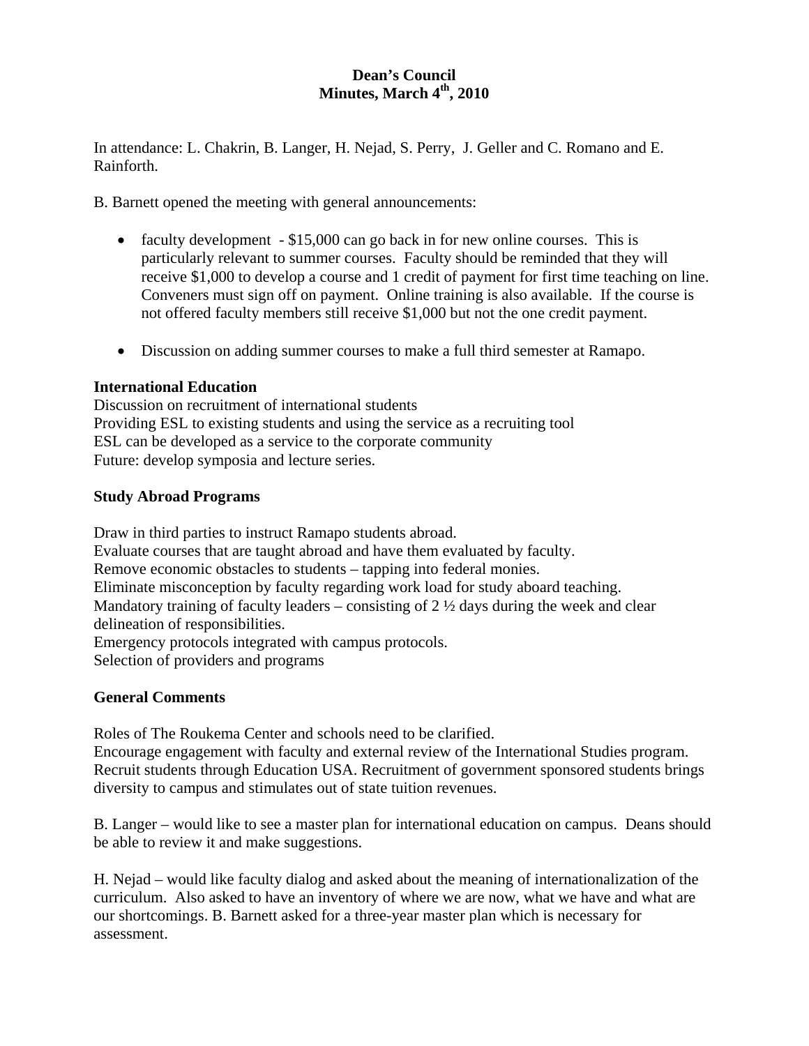**Dean's Council**
**Minutes, March 4th, 2010**

In attendance: L. Chakrin, B. Langer, H. Nejad, S. Perry, J. Geller and C. Romano and E. Rainforth.

B. Barnett opened the meeting with general announcements:

- faculty development - $15,000 can go back in for new online courses. This is particularly relevant to summer courses. Faculty should be reminded that they will receive $1,000 to develop a course and 1 credit of payment for first time teaching on line. Conveners must sign off on payment. Online training is also available. If the course is not offered faculty members still receive $1,000 but not the one credit payment.

- Discussion on adding summer courses to make a full third semester at Ramapo.

**International Education**

Discussion on recruitment of international students
Providing ESL to existing students and using the service as a recruiting tool
ESL can be developed as a service to the corporate community
Future: develop symposia and lecture series.

**Study Abroad Programs**

Draw in third parties to instruct Ramapo students abroad.
Evaluate courses that are taught abroad and have them evaluated by faculty.
Remove economic obstacles to students – tapping into federal monies.
Eliminate misconception by faculty regarding work load for study aboard teaching.
Mandatory training of faculty leaders – consisting of 2 ½ days during the week and clear delineation of responsibilities.
Emergency protocols integrated with campus protocols.
Selection of providers and programs

**General Comments**

Roles of The Roukema Center and schools need to be clarified.
Encourage engagement with faculty and external review of the International Studies program.
Recruit students through Education USA. Recruitment of government sponsored students brings diversity to campus and stimulates out of state tuition revenues.

B. Langer – would like to see a master plan for international education on campus. Deans should be able to review it and make suggestions.

H. Nejad – would like faculty dialog and asked about the meaning of internationalization of the curriculum. Also asked to have an inventory of where we are now, what we have and what are our shortcomings. B. Barnett asked for a three-year master plan which is necessary for assessment.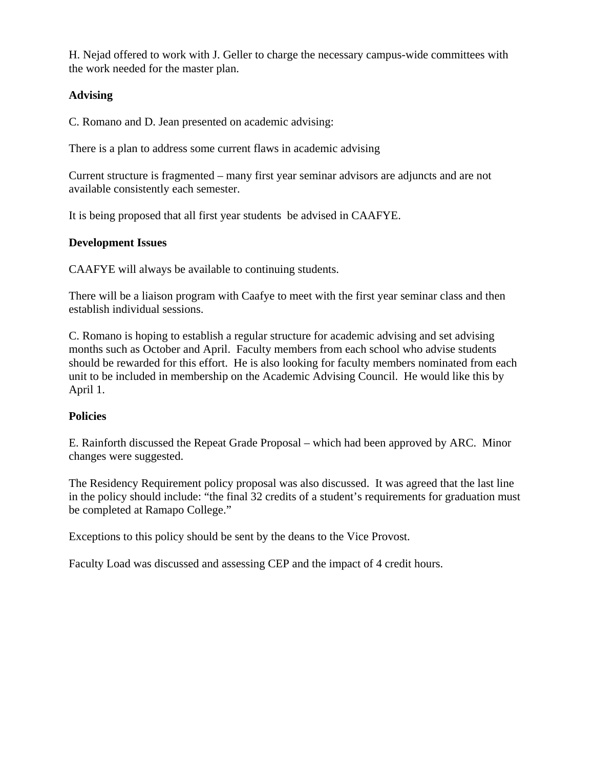H. Nejad offered to work with J. Geller to charge the necessary campus-wide committees with the work needed for the master plan.

**Advising**

C. Romano and D. Jean presented on academic advising:

There is a plan to address some current flaws in academic advising

Current structure is fragmented – many first year seminar advisors are adjuncts and are not available consistently each semester.

It is being proposed that all first year students be advised in CAAFYE.

**Development Issues**

CAAFYE will always be available to continuing students.

There will be a liaison program with Caafye to meet with the first year seminar class and then establish individual sessions.

C. Romano is hoping to establish a regular structure for academic advising and set advising months such as October and April. Faculty members from each school who advise students should be rewarded for this effort. He is also looking for faculty members nominated from each unit to be included in membership on the Academic Advising Council. He would like this by April 1.

**Policies**

E. Rainforth discussed the Repeat Grade Proposal – which had been approved by ARC. Minor changes were suggested.

The Residency Requirement policy proposal was also discussed. It was agreed that the last line in the policy should include: "the final 32 credits of a student's requirements for graduation must be completed at Ramapo College."

Exceptions to this policy should be sent by the deans to the Vice Provost.

Faculty Load was discussed and assessing CEP and the impact of 4 credit hours.